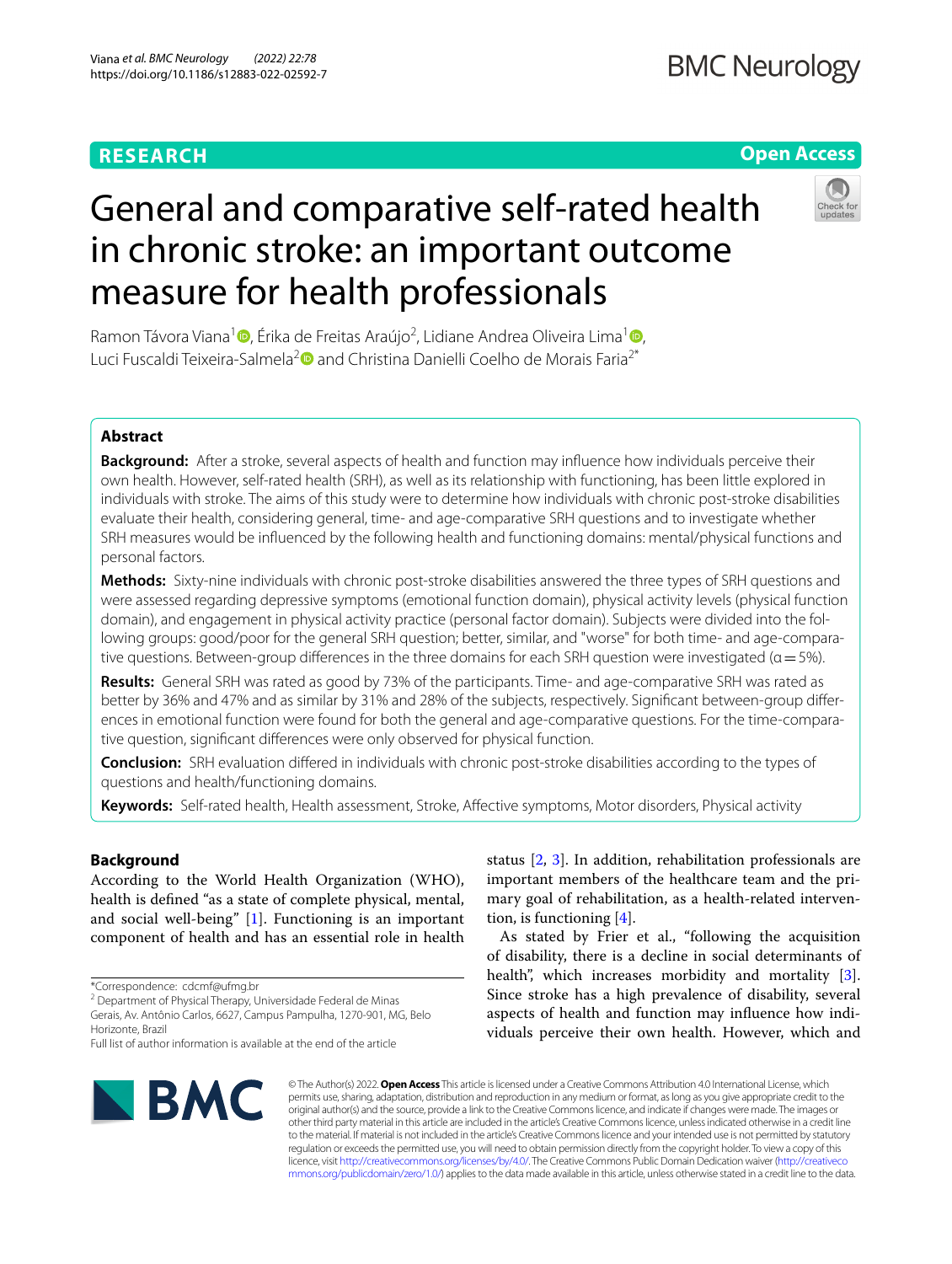RESEARCH

Open Access

# General and comparative self-rated health in chronic stroke: an important outcome measure for health professionals

Ramon Távora Viana[1], Érika de Freitas Araújo[2], Lidiane Andrea Oliveira Lima[1], Luci Fuscaldi Teixeira-Salmela[2] and Christina Danielli Coelho de Morais Faria[2*]

## Abstract

**Background:** After a stroke, several aspects of health and function may influence how individuals perceive their own health. However, self-rated health (SRH), as well as its relationship with functioning, has been little explored in individuals with stroke. The aims of this study were to determine how individuals with chronic post-stroke disabilities evaluate their health, considering general, time- and age-comparative SRH questions and to investigate whether SRH measures would be influenced by the following health and functioning domains: mental/physical functions and personal factors.

**Methods:** Sixty-nine individuals with chronic post-stroke disabilities answered the three types of SRH questions and were assessed regarding depressive symptoms (emotional function domain), physical activity levels (physical function domain), and engagement in physical activity practice (personal factor domain). Subjects were divided into the following groups: good/poor for the general SRH question; better, similar, and "worse" for both time- and age-comparative questions. Between-group differences in the three domains for each SRH question were investigated (α = 5%).

**Results:** General SRH was rated as good by 73% of the participants. Time- and age-comparative SRH was rated as better by 36% and 47% and as similar by 31% and 28% of the subjects, respectively. Significant between-group differences in emotional function were found for both the general and age-comparative questions. For the time-comparative question, significant differences were only observed for physical function.

**Conclusion:** SRH evaluation differed in individuals with chronic post-stroke disabilities according to the types of questions and health/functioning domains.

**Keywords:** Self-rated health, Health assessment, Stroke, Affective symptoms, Motor disorders, Physical activity

## Background

According to the World Health Organization (WHO), health is defined "as a state of complete physical, mental, and social well-being" [1]. Functioning is an important component of health and has an essential role in health status [2, 3]. In addition, rehabilitation professionals are important members of the healthcare team and the primary goal of rehabilitation, as a health-related intervention, is functioning [4].

As stated by Frier et al., "following the acquisition of disability, there is a decline in social determinants of health", which increases morbidity and mortality [3]. Since stroke has a high prevalence of disability, several aspects of health and function may influence how individuals perceive their own health. However, which and

*Correspondence: cdcmf@ufmg.br

[2] Department of Physical Therapy, Universidade Federal de Minas Gerais, Av. Antônio Carlos, 6627, Campus Pampulha, 1270-901, MG, Belo Horizonte, Brazil

Full list of author information is available at the end of the article

© The Author(s) 2022. **Open Access** This article is licensed under a Creative Commons Attribution 4.0 International License, which permits use, sharing, adaptation, distribution and reproduction in any medium or format, as long as you give appropriate credit to the original author(s) and the source, provide a link to the Creative Commons licence, and indicate if changes were made. The images or other third party material in this article are included in the article's Creative Commons licence, unless indicated otherwise in a credit line to the material. If material is not included in the article's Creative Commons licence and your intended use is not permitted by statutory regulation or exceeds the permitted use, you will need to obtain permission directly from the copyright holder. To view a copy of this licence, visit http://creativecommons.org/licenses/by/4.0/. The Creative Commons Public Domain Dedication waiver (http://creativecommons.org/publicdomain/zero/1.0/) applies to the data made available in this article, unless otherwise stated in a credit line to the data.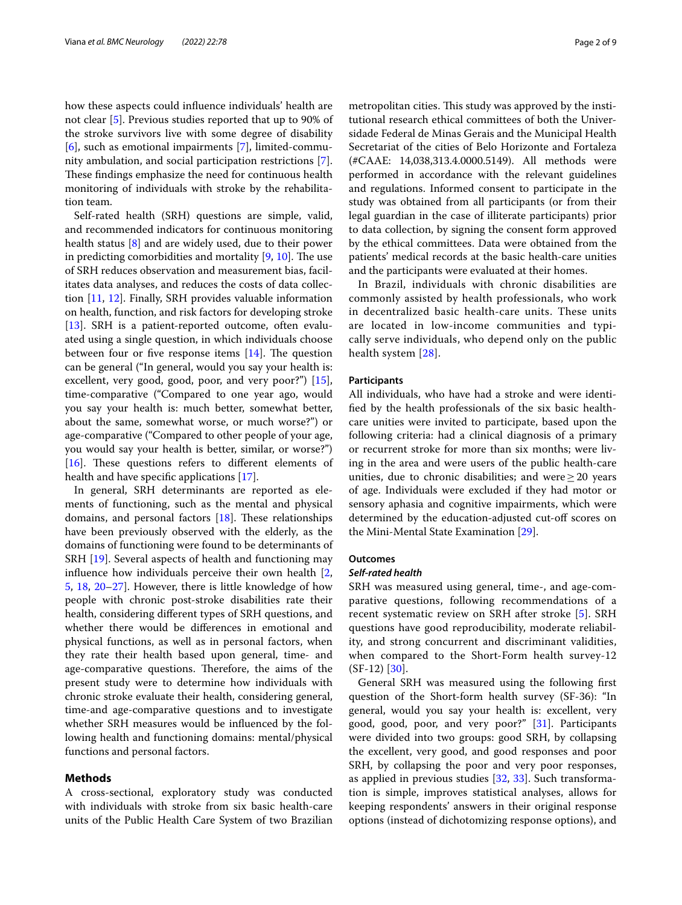how these aspects could influence individuals' health are not clear [5]. Previous studies reported that up to 90% of the stroke survivors live with some degree of disability [6], such as emotional impairments [7], limited-community ambulation, and social participation restrictions [7]. These findings emphasize the need for continuous health monitoring of individuals with stroke by the rehabilitation team.

Self-rated health (SRH) questions are simple, valid, and recommended indicators for continuous monitoring health status [8] and are widely used, due to their power in predicting comorbidities and mortality [9, 10]. The use of SRH reduces observation and measurement bias, facilitates data analyses, and reduces the costs of data collection [11, 12]. Finally, SRH provides valuable information on health, function, and risk factors for developing stroke [13]. SRH is a patient-reported outcome, often evaluated using a single question, in which individuals choose between four or five response items [14]. The question can be general ("In general, would you say your health is: excellent, very good, good, poor, and very poor?") [15], time-comparative ("Compared to one year ago, would you say your health is: much better, somewhat better, about the same, somewhat worse, or much worse?") or age-comparative ("Compared to other people of your age, you would say your health is better, similar, or worse?") [16]. These questions refers to different elements of health and have specific applications [17].

In general, SRH determinants are reported as elements of functioning, such as the mental and physical domains, and personal factors [18]. These relationships have been previously observed with the elderly, as the domains of functioning were found to be determinants of SRH [19]. Several aspects of health and functioning may influence how individuals perceive their own health [2, 5, 18, 20–27]. However, there is little knowledge of how people with chronic post-stroke disabilities rate their health, considering different types of SRH questions, and whether there would be differences in emotional and physical functions, as well as in personal factors, when they rate their health based upon general, time- and age-comparative questions. Therefore, the aims of the present study were to determine how individuals with chronic stroke evaluate their health, considering general, time-and age-comparative questions and to investigate whether SRH measures would be influenced by the following health and functioning domains: mental/physical functions and personal factors.

## Methods

A cross-sectional, exploratory study was conducted with individuals with stroke from six basic health-care units of the Public Health Care System of two Brazilian metropolitan cities. This study was approved by the institutional research ethical committees of both the Universidade Federal de Minas Gerais and the Municipal Health Secretariat of the cities of Belo Horizonte and Fortaleza (#CAAE: 14,038,313.4.0000.5149). All methods were performed in accordance with the relevant guidelines and regulations. Informed consent to participate in the study was obtained from all participants (or from their legal guardian in the case of illiterate participants) prior to data collection, by signing the consent form approved by the ethical committees. Data were obtained from the patients' medical records at the basic health-care unities and the participants were evaluated at their homes.

In Brazil, individuals with chronic disabilities are commonly assisted by health professionals, who work in decentralized basic health-care units. These units are located in low-income communities and typically serve individuals, who depend only on the public health system [28].

### Participants

All individuals, who have had a stroke and were identified by the health professionals of the six basic health-care unities were invited to participate, based upon the following criteria: had a clinical diagnosis of a primary or recurrent stroke for more than six months; were living in the area and were users of the public health-care unities, due to chronic disabilities; and were $\geq 20$ years of age. Individuals were excluded if they had motor or sensory aphasia and cognitive impairments, which were determined by the education-adjusted cut-off scores on the Mini-Mental State Examination [29].

### Outcomes

#### *Self-rated health*

SRH was measured using general, time-, and age-comparative questions, following recommendations of a recent systematic review on SRH after stroke [5]. SRH questions have good reproducibility, moderate reliability, and strong concurrent and discriminant validities, when compared to the Short-Form health survey-12 (SF-12) [30].

General SRH was measured using the following first question of the Short-form health survey (SF-36): "In general, would you say your health is: excellent, very good, good, poor, and very poor?" [31]. Participants were divided into two groups: good SRH, by collapsing the excellent, very good, and good responses and poor SRH, by collapsing the poor and very poor responses, as applied in previous studies [32, 33]. Such transformation is simple, improves statistical analyses, allows for keeping respondents' answers in their original response options (instead of dichotomizing response options), and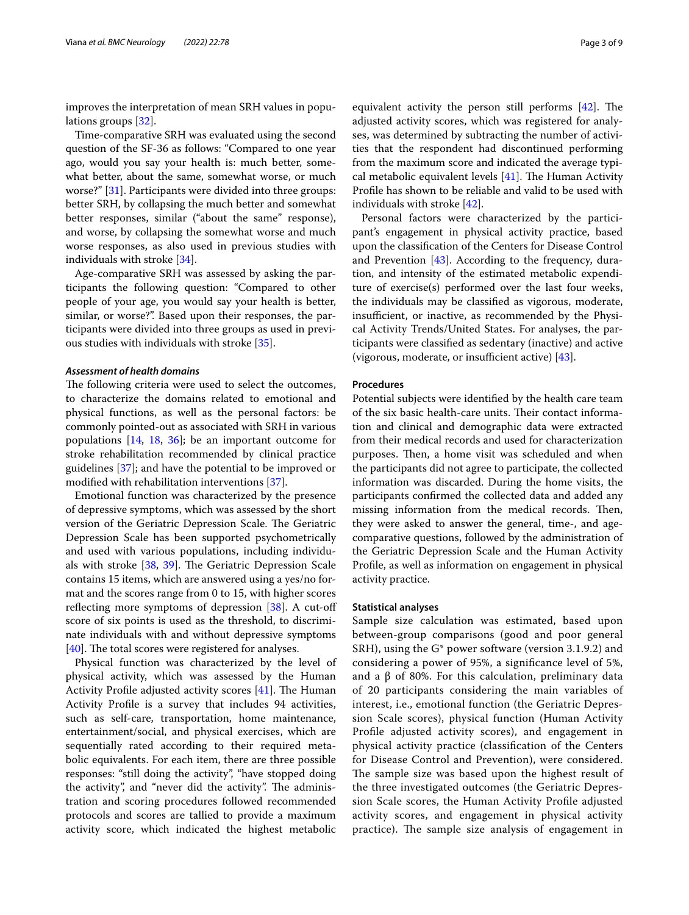improves the interpretation of mean SRH values in populations groups [32].

Time-comparative SRH was evaluated using the second question of the SF-36 as follows: "Compared to one year ago, would you say your health is: much better, somewhat better, about the same, somewhat worse, or much worse?" [31]. Participants were divided into three groups: better SRH, by collapsing the much better and somewhat better responses, similar ("about the same" response), and worse, by collapsing the somewhat worse and much worse responses, as also used in previous studies with individuals with stroke [34].

Age-comparative SRH was assessed by asking the participants the following question: "Compared to other people of your age, you would say your health is better, similar, or worse?". Based upon their responses, the participants were divided into three groups as used in previous studies with individuals with stroke [35].

#### *Assessment of health domains*

The following criteria were used to select the outcomes, to characterize the domains related to emotional and physical functions, as well as the personal factors: be commonly pointed-out as associated with SRH in various populations [14, 18, 36]; be an important outcome for stroke rehabilitation recommended by clinical practice guidelines [37]; and have the potential to be improved or modified with rehabilitation interventions [37].

Emotional function was characterized by the presence of depressive symptoms, which was assessed by the short version of the Geriatric Depression Scale. The Geriatric Depression Scale has been supported psychometrically and used with various populations, including individuals with stroke [38, 39]. The Geriatric Depression Scale contains 15 items, which are answered using a yes/no format and the scores range from 0 to 15, with higher scores reflecting more symptoms of depression [38]. A cut-off score of six points is used as the threshold, to discriminate individuals with and without depressive symptoms [40]. The total scores were registered for analyses.

Physical function was characterized by the level of physical activity, which was assessed by the Human Activity Profile adjusted activity scores [41]. The Human Activity Profile is a survey that includes 94 activities, such as self-care, transportation, home maintenance, entertainment/social, and physical exercises, which are sequentially rated according to their required metabolic equivalents. For each item, there are three possible responses: "still doing the activity", "have stopped doing the activity", and "never did the activity". The administration and scoring procedures followed recommended protocols and scores are tallied to provide a maximum activity score, which indicated the highest metabolic equivalent activity the person still performs [42]. The adjusted activity scores, which was registered for analyses, was determined by subtracting the number of activities that the respondent had discontinued performing from the maximum score and indicated the average typical metabolic equivalent levels [41]. The Human Activity Profile has shown to be reliable and valid to be used with individuals with stroke [42].

Personal factors were characterized by the participant's engagement in physical activity practice, based upon the classification of the Centers for Disease Control and Prevention [43]. According to the frequency, duration, and intensity of the estimated metabolic expenditure of exercise(s) performed over the last four weeks, the individuals may be classified as vigorous, moderate, insufficient, or inactive, as recommended by the Physical Activity Trends/United States. For analyses, the participants were classified as sedentary (inactive) and active (vigorous, moderate, or insufficient active) [43].

### Procedures

Potential subjects were identified by the health care team of the six basic health-care units. Their contact information and clinical and demographic data were extracted from their medical records and used for characterization purposes. Then, a home visit was scheduled and when the participants did not agree to participate, the collected information was discarded. During the home visits, the participants confirmed the collected data and added any missing information from the medical records. Then, they were asked to answer the general, time-, and age-comparative questions, followed by the administration of the Geriatric Depression Scale and the Human Activity Profile, as well as information on engagement in physical activity practice.

### Statistical analyses

Sample size calculation was estimated, based upon between-group comparisons (good and poor general SRH), using the G* power software (version 3.1.9.2) and considering a power of 95%, a significance level of 5%, and a β of 80%. For this calculation, preliminary data of 20 participants considering the main variables of interest, i.e., emotional function (the Geriatric Depression Scale scores), physical function (Human Activity Profile adjusted activity scores), and engagement in physical activity practice (classification of the Centers for Disease Control and Prevention), were considered. The sample size was based upon the highest result of the three investigated outcomes (the Geriatric Depression Scale scores, the Human Activity Profile adjusted activity scores, and engagement in physical activity practice). The sample size analysis of engagement in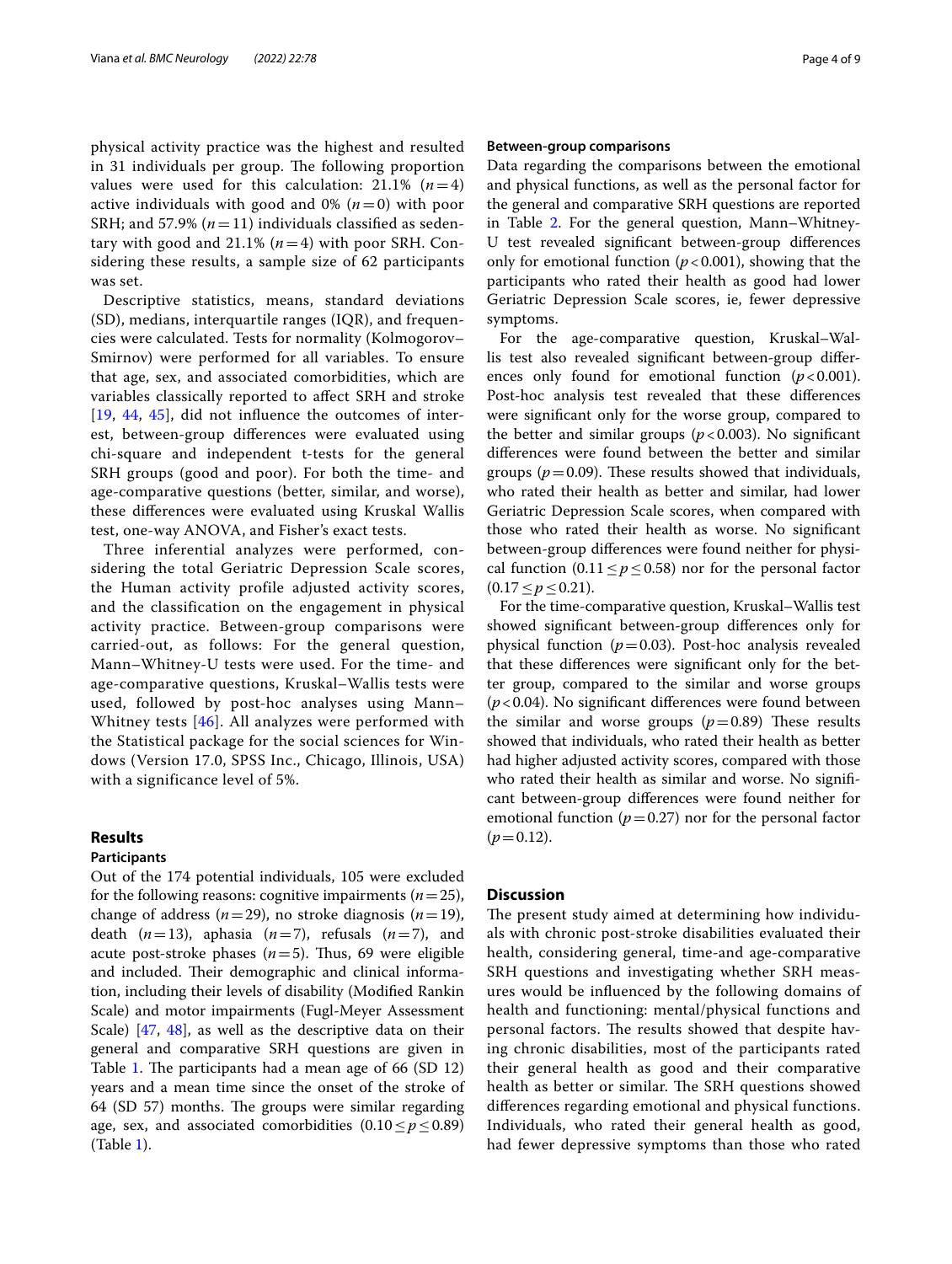physical activity practice was the highest and resulted in 31 individuals per group. The following proportion values were used for this calculation: 21.1% ($n=4$) active individuals with good and 0% ($n=0$) with poor SRH; and 57.9% ($n=11$) individuals classified as sedentary with good and 21.1% ($n=4$) with poor SRH. Considering these results, a sample size of 62 participants was set.

Descriptive statistics, means, standard deviations (SD), medians, interquartile ranges (IQR), and frequencies were calculated. Tests for normality (Kolmogorov–Smirnov) were performed for all variables. To ensure that age, sex, and associated comorbidities, which are variables classically reported to affect SRH and stroke [19, 44, 45], did not influence the outcomes of interest, between-group differences were evaluated using chi-square and independent t-tests for the general SRH groups (good and poor). For both the time- and age-comparative questions (better, similar, and worse), these differences were evaluated using Kruskal Wallis test, one-way ANOVA, and Fisher's exact tests.

Three inferential analyzes were performed, considering the total Geriatric Depression Scale scores, the Human activity profile adjusted activity scores, and the classification on the engagement in physical activity practice. Between-group comparisons were carried-out, as follows: For the general question, Mann–Whitney-U tests were used. For the time- and age-comparative questions, Kruskal–Wallis tests were used, followed by post-hoc analyses using Mann–Whitney tests [46]. All analyzes were performed with the Statistical package for the social sciences for Windows (Version 17.0, SPSS Inc., Chicago, Illinois, USA) with a significance level of 5%.

## Results

### Participants

Out of the 174 potential individuals, 105 were excluded for the following reasons: cognitive impairments ($n=25$), change of address ($n=29$), no stroke diagnosis ($n=19$), death ($n=13$), aphasia ($n=7$), refusals ($n=7$), and acute post-stroke phases ($n=5$). Thus, 69 were eligible and included. Their demographic and clinical information, including their levels of disability (Modified Rankin Scale) and motor impairments (Fugl-Meyer Assessment Scale) [47, 48], as well as the descriptive data on their general and comparative SRH questions are given in Table 1. The participants had a mean age of 66 (SD 12) years and a mean time since the onset of the stroke of 64 (SD 57) months. The groups were similar regarding age, sex, and associated comorbidities ($0.10 \leq p \leq 0.89$) (Table 1).

### Between-group comparisons

Data regarding the comparisons between the emotional and physical functions, as well as the personal factor for the general and comparative SRH questions are reported in Table 2. For the general question, Mann–Whitney-U test revealed significant between-group differences only for emotional function ($p<0.001$), showing that the participants who rated their health as good had lower Geriatric Depression Scale scores, ie, fewer depressive symptoms.

For the age-comparative question, Kruskal–Wallis test also revealed significant between-group differences only found for emotional function ($p<0.001$). Post-hoc analysis test revealed that these differences were significant only for the worse group, compared to the better and similar groups ($p<0.003$). No significant differences were found between the better and similar groups ($p=0.09$). These results showed that individuals, who rated their health as better and similar, had lower Geriatric Depression Scale scores, when compared with those who rated their health as worse. No significant between-group differences were found neither for physical function ($0.11 \leq p \leq 0.58$) nor for the personal factor ($0.17 \leq p \leq 0.21$).

For the time-comparative question, Kruskal–Wallis test showed significant between-group differences only for physical function ($p=0.03$). Post-hoc analysis revealed that these differences were significant only for the better group, compared to the similar and worse groups ($p<0.04$). No significant differences were found between the similar and worse groups ($p=0.89$) These results showed that individuals, who rated their health as better had higher adjusted activity scores, compared with those who rated their health as similar and worse. No significant between-group differences were found neither for emotional function ($p=0.27$) nor for the personal factor ($p=0.12$).

## Discussion

The present study aimed at determining how individuals with chronic post-stroke disabilities evaluated their health, considering general, time-and age-comparative SRH questions and investigating whether SRH measures would be influenced by the following domains of health and functioning: mental/physical functions and personal factors. The results showed that despite having chronic disabilities, most of the participants rated their general health as good and their comparative health as better or similar. The SRH questions showed differences regarding emotional and physical functions. Individuals, who rated their general health as good, had fewer depressive symptoms than those who rated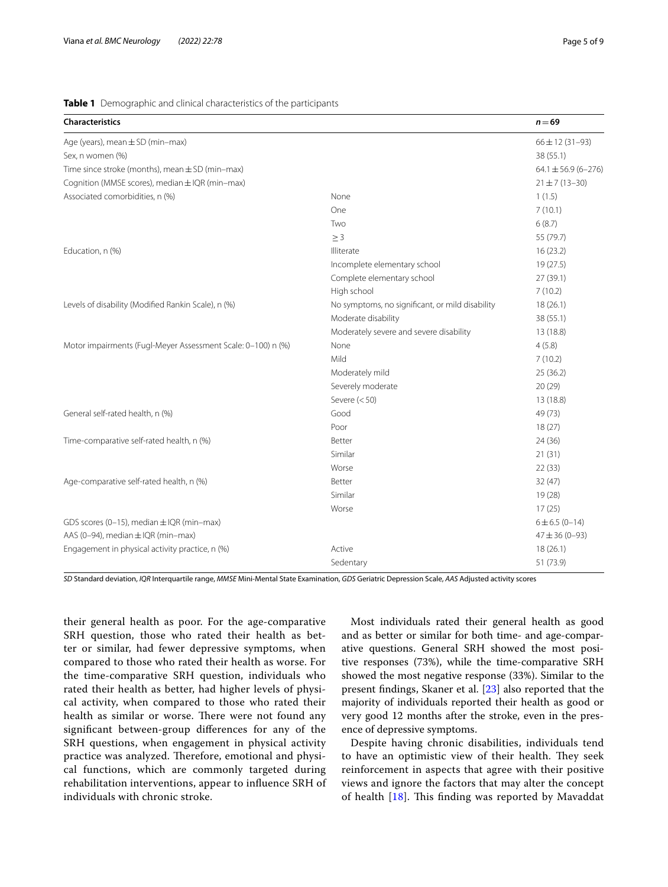**Table 1** Demographic and clinical characteristics of the participants

| Characteristics | | *n* = 69 |
|---|---|---|
| Age (years), mean ± SD (min–max) | | 66 ± 12 (31–93) |
| Sex, n women (%) | | 38 (55.1) |
| Time since stroke (months), mean ± SD (min–max) | | 64.1 ± 56.9 (6–276) |
| Cognition (MMSE scores), median ± IQR (min–max) | | 21 ± 7 (13–30) |
| Associated comorbidities, n (%) | None | 1 (1.5) |
| | One | 7 (10.1) |
| | Two | 6 (8.7) |
| | ≥ 3 | 55 (79.7) |
| Education, n (%) | Illiterate | 16 (23.2) |
| | Incomplete elementary school | 19 (27.5) |
| | Complete elementary school | 27 (39.1) |
| | High school | 7 (10.2) |
| Levels of disability (Modified Rankin Scale), n (%) | No symptoms, no significant, or mild disability | 18 (26.1) |
| | Moderate disability | 38 (55.1) |
| | Moderately severe and severe disability | 13 (18.8) |
| Motor impairments (Fugl-Meyer Assessment Scale: 0–100) n (%) | None | 4 (5.8) |
| | Mild | 7 (10.2) |
| | Moderately mild | 25 (36.2) |
| | Severely moderate | 20 (29) |
| | Severe (< 50) | 13 (18.8) |
| General self-rated health, n (%) | Good | 49 (73) |
| | Poor | 18 (27) |
| Time-comparative self-rated health, n (%) | Better | 24 (36) |
| | Similar | 21 (31) |
| | Worse | 22 (33) |
| Age-comparative self-rated health, n (%) | Better | 32 (47) |
| | Similar | 19 (28) |
| | Worse | 17 (25) |
| GDS scores (0–15), median ± IQR (min–max) | | 6 ± 6.5 (0–14) |
| AAS (0–94), median ± IQR (min–max) | | 47 ± 36 (0–93) |
| Engagement in physical activity practice, n (%) | Active | 18 (26.1) |
| | Sedentary | 51 (73.9) |

*SD* Standard deviation, *IQR* Interquartile range, *MMSE* Mini-Mental State Examination, *GDS* Geriatric Depression Scale, *AAS* Adjusted activity scores

their general health as poor. For the age-comparative SRH question, those who rated their health as better or similar, had fewer depressive symptoms, when compared to those who rated their health as worse. For the time-comparative SRH question, individuals who rated their health as better, had higher levels of physical activity, when compared to those who rated their health as similar or worse. There were not found any significant between-group differences for any of the SRH questions, when engagement in physical activity practice was analyzed. Therefore, emotional and physical functions, which are commonly targeted during rehabilitation interventions, appear to influence SRH of individuals with chronic stroke.

Most individuals rated their general health as good and as better or similar for both time- and age-comparative questions. General SRH showed the most positive responses (73%), while the time-comparative SRH showed the most negative response (33%). Similar to the present findings, Skaner et al. [23] also reported that the majority of individuals reported their health as good or very good 12 months after the stroke, even in the presence of depressive symptoms.

Despite having chronic disabilities, individuals tend to have an optimistic view of their health. They seek reinforcement in aspects that agree with their positive views and ignore the factors that may alter the concept of health [18]. This finding was reported by Mavaddat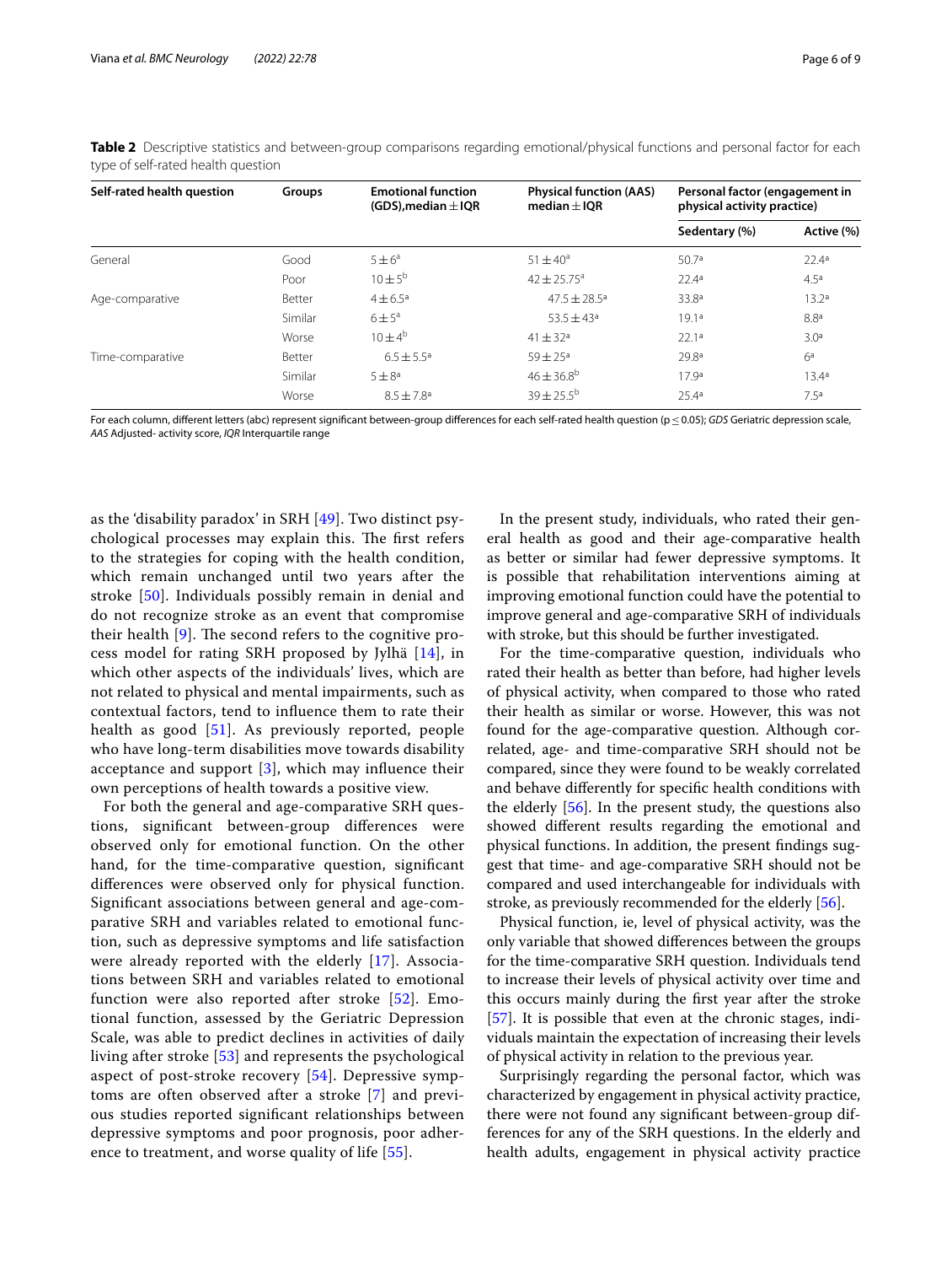**Table 2** Descriptive statistics and between-group comparisons regarding emotional/physical functions and personal factor for each type of self-rated health question

| Self-rated health question | Groups | Emotional function (GDS),median ± IQR | Physical function (AAS) median ± IQR | Personal factor (engagement in physical activity practice) | |
|---|---|---|---|---|---|
| | | | | Sedentary (%) | Active (%) |
| General | Good | 5 ± 6[a] | 51 ± 40[a] | 50.7[a] | 22.4[a] |
| | Poor | 10 ± 5[b] | 42 ± 25.75[a] | 22.4[a] | 4.5[a] |
| Age-comparative | Better | 4 ± 6.5[a] | 47.5 ± 28.5[a] | 33.8[a] | 13.2[a] |
| | Similar | 6 ± 5[a] | 53.5 ± 43[a] | 19.1[a] | 8.8[a] |
| | Worse | 10 ± 4[b] | 41 ± 32[a] | 22.1[a] | 3.0[a] |
| Time-comparative | Better | 6.5 ± 5.5[a] | 59 ± 25[a] | 29.8[a] | 6[a] |
| | Similar | 5 ± 8[a] | 46 ± 36.8[b] | 17.9[a] | 13.4[a] |
| | Worse | 8.5 ± 7.8[a] | 39 ± 25.5[b] | 25.4[a] | 7.5[a] |

For each column, different letters (abc) represent significant between-group differences for each self-rated health question ($p \leq 0.05$); *GDS* Geriatric depression scale, *AAS* Adjusted- activity score, *IQR* Interquartile range

as the 'disability paradox' in SRH [49]. Two distinct psychological processes may explain this. The first refers to the strategies for coping with the health condition, which remain unchanged until two years after the stroke [50]. Individuals possibly remain in denial and do not recognize stroke as an event that compromise their health [9]. The second refers to the cognitive process model for rating SRH proposed by Jylhä [14], in which other aspects of the individuals' lives, which are not related to physical and mental impairments, such as contextual factors, tend to influence them to rate their health as good [51]. As previously reported, people who have long-term disabilities move towards disability acceptance and support [3], which may influence their own perceptions of health towards a positive view.

For both the general and age-comparative SRH questions, significant between-group differences were observed only for emotional function. On the other hand, for the time-comparative question, significant differences were observed only for physical function. Significant associations between general and age-comparative SRH and variables related to emotional function, such as depressive symptoms and life satisfaction were already reported with the elderly [17]. Associations between SRH and variables related to emotional function were also reported after stroke [52]. Emotional function, assessed by the Geriatric Depression Scale, was able to predict declines in activities of daily living after stroke [53] and represents the psychological aspect of post-stroke recovery [54]. Depressive symptoms are often observed after a stroke [7] and previous studies reported significant relationships between depressive symptoms and poor prognosis, poor adherence to treatment, and worse quality of life [55].

In the present study, individuals, who rated their general health as good and their age-comparative health as better or similar had fewer depressive symptoms. It is possible that rehabilitation interventions aiming at improving emotional function could have the potential to improve general and age-comparative SRH of individuals with stroke, but this should be further investigated.

For the time-comparative question, individuals who rated their health as better than before, had higher levels of physical activity, when compared to those who rated their health as similar or worse. However, this was not found for the age-comparative question. Although correlated, age- and time-comparative SRH should not be compared, since they were found to be weakly correlated and behave differently for specific health conditions with the elderly [56]. In the present study, the questions also showed different results regarding the emotional and physical functions. In addition, the present findings suggest that time- and age-comparative SRH should not be compared and used interchangeable for individuals with stroke, as previously recommended for the elderly [56].

Physical function, ie, level of physical activity, was the only variable that showed differences between the groups for the time-comparative SRH question. Individuals tend to increase their levels of physical activity over time and this occurs mainly during the first year after the stroke [57]. It is possible that even at the chronic stages, individuals maintain the expectation of increasing their levels of physical activity in relation to the previous year.

Surprisingly regarding the personal factor, which was characterized by engagement in physical activity practice, there were not found any significant between-group differences for any of the SRH questions. In the elderly and health adults, engagement in physical activity practice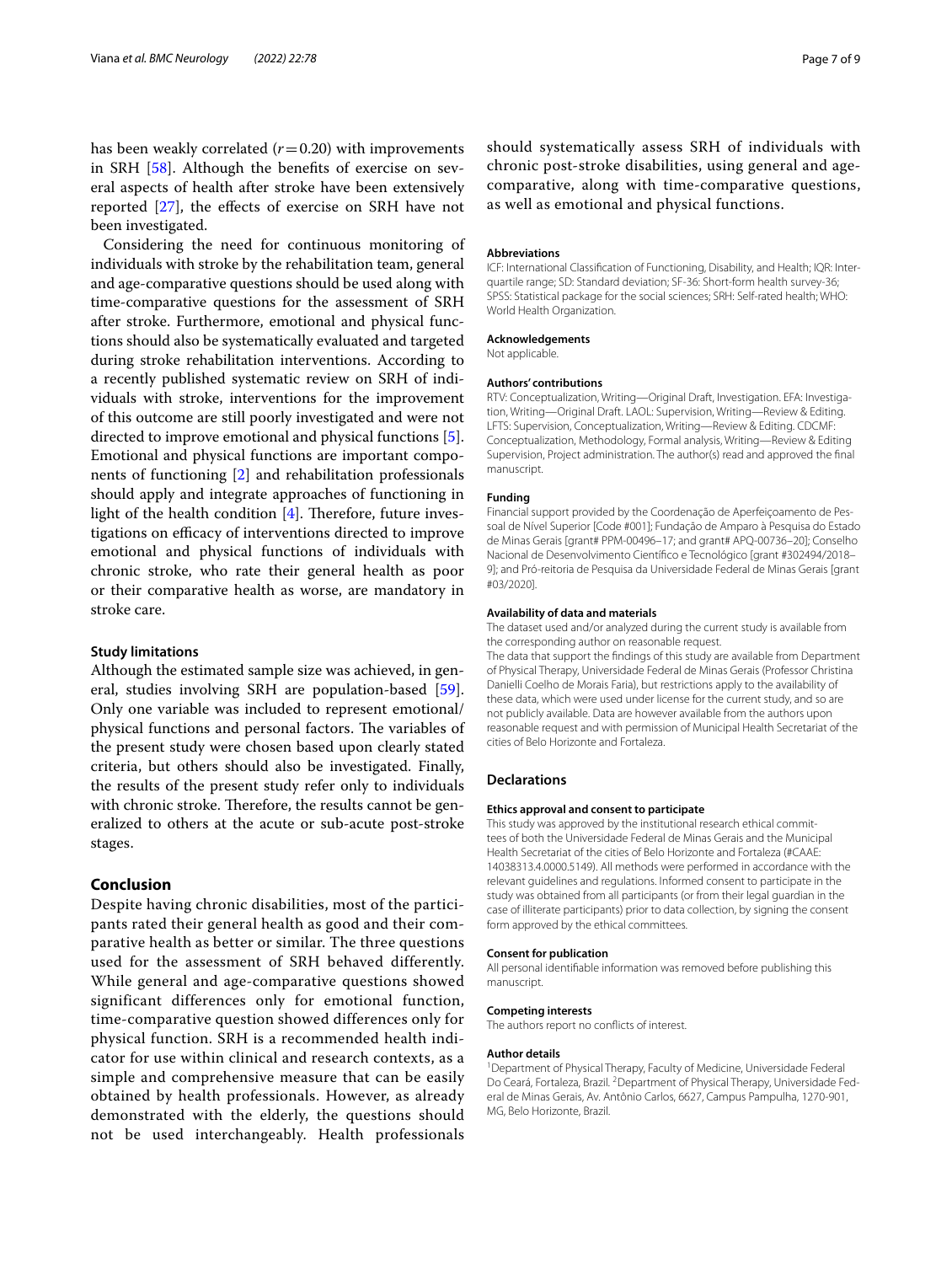has been weakly correlated ($r=0.20$) with improvements in SRH [58]. Although the benefits of exercise on several aspects of health after stroke have been extensively reported [27], the effects of exercise on SRH have not been investigated.

Considering the need for continuous monitoring of individuals with stroke by the rehabilitation team, general and age-comparative questions should be used along with time-comparative questions for the assessment of SRH after stroke. Furthermore, emotional and physical functions should also be systematically evaluated and targeted during stroke rehabilitation interventions. According to a recently published systematic review on SRH of individuals with stroke, interventions for the improvement of this outcome are still poorly investigated and were not directed to improve emotional and physical functions [5]. Emotional and physical functions are important components of functioning [2] and rehabilitation professionals should apply and integrate approaches of functioning in light of the health condition [4]. Therefore, future investigations on efficacy of interventions directed to improve emotional and physical functions of individuals with chronic stroke, who rate their general health as poor or their comparative health as worse, are mandatory in stroke care.

### Study limitations

Although the estimated sample size was achieved, in general, studies involving SRH are population-based [59]. Only one variable was included to represent emotional/physical functions and personal factors. The variables of the present study were chosen based upon clearly stated criteria, but others should also be investigated. Finally, the results of the present study refer only to individuals with chronic stroke. Therefore, the results cannot be generalized to others at the acute or sub-acute post-stroke stages.

## Conclusion

Despite having chronic disabilities, most of the participants rated their general health as good and their comparative health as better or similar. The three questions used for the assessment of SRH behaved differently. While general and age-comparative questions showed significant differences only for emotional function, time-comparative question showed differences only for physical function. SRH is a recommended health indicator for use within clinical and research contexts, as a simple and comprehensive measure that can be easily obtained by health professionals. However, as already demonstrated with the elderly, the questions should not be used interchangeably. Health professionals should systematically assess SRH of individuals with chronic post-stroke disabilities, using general and age-comparative, along with time-comparative questions, as well as emotional and physical functions.

#### Abbreviations

ICF: International Classification of Functioning, Disability, and Health; IQR: Interquartile range; SD: Standard deviation; SF-36: Short-form health survey-36; SPSS: Statistical package for the social sciences; SRH: Self-rated health; WHO: World Health Organization.

#### Acknowledgements

Not applicable.

#### Authors' contributions

RTV: Conceptualization, Writing—Original Draft, Investigation. EFA: Investigation, Writing—Original Draft. LAOL: Supervision, Writing—Review & Editing. LFTS: Supervision, Conceptualization, Writing—Review & Editing. CDCMF: Conceptualization, Methodology, Formal analysis, Writing—Review & Editing Supervision, Project administration. The author(s) read and approved the final manuscript.

#### Funding

Financial support provided by the Coordenação de Aperfeiçoamento de Pessoal de Nível Superior [Code #001]; Fundação de Amparo à Pesquisa do Estado de Minas Gerais [grant# PPM-00496–17; and grant# APQ-00736–20]; Conselho Nacional de Desenvolvimento Científico e Tecnológico [grant #302494/2018–9]; and Pró-reitoria de Pesquisa da Universidade Federal de Minas Gerais [grant #03/2020].

#### Availability of data and materials

The dataset used and/or analyzed during the current study is available from the corresponding author on reasonable request.

The data that support the findings of this study are available from Department of Physical Therapy, Universidade Federal de Minas Gerais (Professor Christina Danielli Coelho de Morais Faria), but restrictions apply to the availability of these data, which were used under license for the current study, and so are not publicly available. Data are however available from the authors upon reasonable request and with permission of Municipal Health Secretariat of the cities of Belo Horizonte and Fortaleza.

### Declarations

#### Ethics approval and consent to participate

This study was approved by the institutional research ethical committees of both the Universidade Federal de Minas Gerais and the Municipal Health Secretariat of the cities of Belo Horizonte and Fortaleza (#CAAE: 14038313.4.0000.5149). All methods were performed in accordance with the relevant guidelines and regulations. Informed consent to participate in the study was obtained from all participants (or from their legal guardian in the case of illiterate participants) prior to data collection, by signing the consent form approved by the ethical committees.

#### Consent for publication

All personal identifiable information was removed before publishing this manuscript.

#### Competing interests

The authors report no conflicts of interest.

#### Author details

[1] Department of Physical Therapy, Faculty of Medicine, Universidade Federal Do Ceará, Fortaleza, Brazil. [2] Department of Physical Therapy, Universidade Federal de Minas Gerais, Av. Antônio Carlos, 6627, Campus Pampulha, 1270-901, MG, Belo Horizonte, Brazil.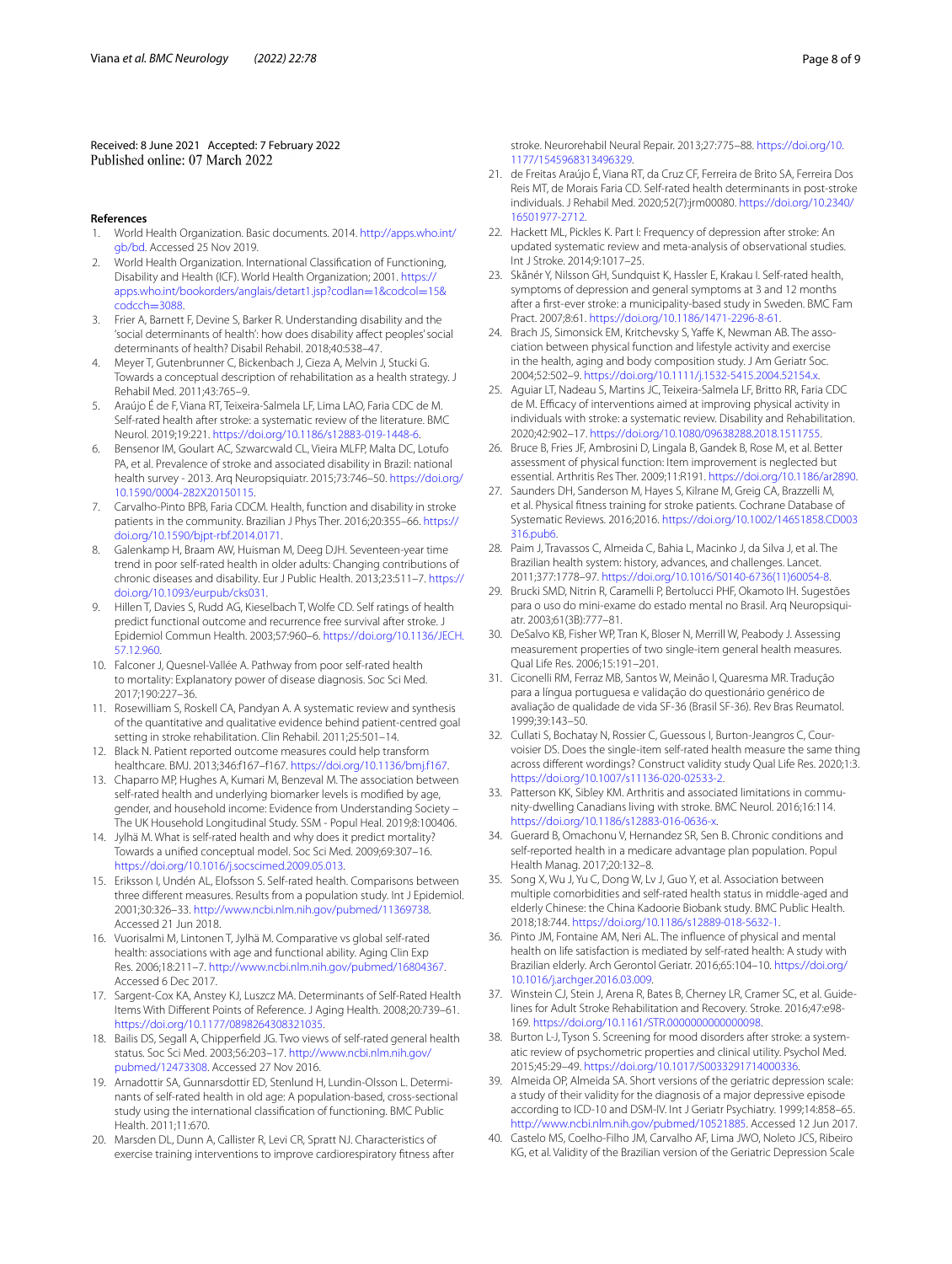Received: 8 June 2021 Accepted: 7 February 2022
Published online: 07 March 2022

## References

1. World Health Organization. Basic documents. 2014. http://apps.who.int/gb/bd. Accessed 25 Nov 2019.
2. World Health Organization. International Classification of Functioning, Disability and Health (ICF). World Health Organization; 2001. https://apps.who.int/bookorders/anglais/detart1.jsp?codlan=1&codcol=15&codcch=3088.
3. Frier A, Barnett F, Devine S, Barker R. Understanding disability and the 'social determinants of health': how does disability affect peoples' social determinants of health? Disabil Rehabil. 2018;40:538–47.
4. Meyer T, Gutenbrunner C, Bickenbach J, Cieza A, Melvin J, Stucki G. Towards a conceptual description of rehabilitation as a health strategy. J Rehabil Med. 2011;43:765–9.
5. Araújo É de F, Viana RT, Teixeira-Salmela LF, Lima LAO, Faria CDC de M. Self-rated health after stroke: a systematic review of the literature. BMC Neurol. 2019;19:221. https://doi.org/10.1186/s12883-019-1448-6.
6. Bensenor IM, Goulart AC, Szwarcwald CL, Vieira MLFP, Malta DC, Lotufo PA, et al. Prevalence of stroke and associated disability in Brazil: national health survey - 2013. Arq Neuropsiquiatr. 2015;73:746–50. https://doi.org/10.1590/0004-282X20150115.
7. Carvalho-Pinto BPB, Faria CDCM. Health, function and disability in stroke patients in the community. Brazilian J Phys Ther. 2016;20:355–66. https://doi.org/10.1590/bjpt-rbf.2014.0171.
8. Galenkamp H, Braam AW, Huisman M, Deeg DJH. Seventeen-year time trend in poor self-rated health in older adults: Changing contributions of chronic diseases and disability. Eur J Public Health. 2013;23:511–7. https://doi.org/10.1093/eurpub/cks031.
9. Hillen T, Davies S, Rudd AG, Kieselbach T, Wolfe CD. Self ratings of health predict functional outcome and recurrence free survival after stroke. J Epidemiol Commun Health. 2003;57:960–6. https://doi.org/10.1136/JECH.57.12.960.
10. Falconer J, Quesnel-Vallée A. Pathway from poor self-rated health to mortality: Explanatory power of disease diagnosis. Soc Sci Med. 2017;190:227–36.
11. Rosewilliam S, Roskell CA, Pandyan A. A systematic review and synthesis of the quantitative and qualitative evidence behind patient-centred goal setting in stroke rehabilitation. Clin Rehabil. 2011;25:501–14.
12. Black N. Patient reported outcome measures could help transform healthcare. BMJ. 2013;346:f167–f167. https://doi.org/10.1136/bmj.f167.
13. Chaparro MP, Hughes A, Kumari M, Benzeval M. The association between self-rated health and underlying biomarker levels is modified by age, gender, and household income: Evidence from Understanding Society – The UK Household Longitudinal Study. SSM - Popul Heal. 2019;8:100406.
14. Jylhä M. What is self-rated health and why does it predict mortality? Towards a unified conceptual model. Soc Sci Med. 2009;69:307–16. https://doi.org/10.1016/j.socscimed.2009.05.013.
15. Eriksson I, Undén AL, Elofsson S. Self-rated health. Comparisons between three different measures. Results from a population study. Int J Epidemiol. 2001;30:326–33. http://www.ncbi.nlm.nih.gov/pubmed/11369738. Accessed 21 Jun 2018.
16. Vuorisalmi M, Lintonen T, Jylhä M. Comparative vs global self-rated health: associations with age and functional ability. Aging Clin Exp Res. 2006;18:211–7. http://www.ncbi.nlm.nih.gov/pubmed/16804367. Accessed 6 Dec 2017.
17. Sargent-Cox KA, Anstey KJ, Luszcz MA. Determinants of Self-Rated Health Items With Different Points of Reference. J Aging Health. 2008;20:739–61. https://doi.org/10.1177/0898264308321035.
18. Bailis DS, Segall A, Chipperfield JG. Two views of self-rated general health status. Soc Sci Med. 2003;56:203–17. http://www.ncbi.nlm.nih.gov/pubmed/12473308. Accessed 27 Nov 2016.
19. Arnadottir SA, Gunnarsdottir ED, Stenlund H, Lundin-Olsson L. Determinants of self-rated health in old age: A population-based, cross-sectional study using the international classification of functioning. BMC Public Health. 2011;11:670.
20. Marsden DL, Dunn A, Callister R, Levi CR, Spratt NJ. Characteristics of exercise training interventions to improve cardiorespiratory fitness after stroke. Neurorehabil Neural Repair. 2013;27:775–88. https://doi.org/10.1177/1545968313496329.
21. de Freitas Araújo É, Viana RT, da Cruz CF, Ferreira de Brito SA, Ferreira Dos Reis MT, de Morais Faria CD. Self-rated health determinants in post-stroke individuals. J Rehabil Med. 2020;52(7):jrm00080. https://doi.org/10.2340/16501977-2712.
22. Hackett ML, Pickles K. Part I: Frequency of depression after stroke: An updated systematic review and meta-analysis of observational studies. Int J Stroke. 2014;9:1017–25.
23. Skånér Y, Nilsson GH, Sundquist K, Hassler E, Krakau I. Self-rated health, symptoms of depression and general symptoms at 3 and 12 months after a first-ever stroke: a municipality-based study in Sweden. BMC Fam Pract. 2007;8:61. https://doi.org/10.1186/1471-2296-8-61.
24. Brach JS, Simonsick EM, Kritchevsky S, Yaffe K, Newman AB. The association between physical function and lifestyle activity and exercise in the health, aging and body composition study. J Am Geriatr Soc. 2004;52:502–9. https://doi.org/10.1111/j.1532-5415.2004.52154.x.
25. Aguiar LT, Nadeau S, Martins JC, Teixeira-Salmela LF, Britto RR, Faria CDC de M. Efficacy of interventions aimed at improving physical activity in individuals with stroke: a systematic review. Disability and Rehabilitation. 2020;42:902–17. https://doi.org/10.1080/09638288.2018.1511755.
26. Bruce B, Fries JF, Ambrosini D, Lingala B, Gandek B, Rose M, et al. Better assessment of physical function: Item improvement is neglected but essential. Arthritis Res Ther. 2009;11:R191. https://doi.org/10.1186/ar2890.
27. Saunders DH, Sanderson M, Hayes S, Kilrane M, Greig CA, Brazzelli M, et al. Physical fitness training for stroke patients. Cochrane Database of Systematic Reviews. 2016;2016. https://doi.org/10.1002/14651858.CD003316.pub6.
28. Paim J, Travassos C, Almeida C, Bahia L, Macinko J, da Silva J, et al. The Brazilian health system: history, advances, and challenges. Lancet. 2011;377:1778–97. https://doi.org/10.1016/S0140-6736(11)60054-8.
29. Brucki SMD, Nitrin R, Caramelli P, Bertolucci PHF, Okamoto IH. Sugestões para o uso do mini-exame do estado mental no Brasil. Arq Neuropsiquiatr. 2003;61(3B):777–81.
30. DeSalvo KB, Fisher WP, Tran K, Bloser N, Merrill W, Peabody J. Assessing measurement properties of two single-item general health measures. Qual Life Res. 2006;15:191–201.
31. Ciconelli RM, Ferraz MB, Santos W, Meinão I, Quaresma MR. Tradução para a língua portuguesa e validação do questionário genérico de avaliação de qualidade de vida SF-36 (Brasil SF-36). Rev Bras Reumatol. 1999;39:143–50.
32. Cullati S, Bochatay N, Rossier C, Guessous I, Burton-Jeangros C, Courvoisier DS. Does the single-item self-rated health measure the same thing across different wordings? Construct validity study Qual Life Res. 2020;1:3. https://doi.org/10.1007/s11136-020-02533-2.
33. Patterson KK, Sibley KM. Arthritis and associated limitations in community-dwelling Canadians living with stroke. BMC Neurol. 2016;16:114. https://doi.org/10.1186/s12883-016-0636-x.
34. Guerard B, Omachonu V, Hernandez SR, Sen B. Chronic conditions and self-reported health in a medicare advantage plan population. Popul Health Manag. 2017;20:132–8.
35. Song X, Wu J, Yu C, Dong W, Lv J, Guo Y, et al. Association between multiple comorbidities and self-rated health status in middle-aged and elderly Chinese: the China Kadoorie Biobank study. BMC Public Health. 2018;18:744. https://doi.org/10.1186/s12889-018-5632-1.
36. Pinto JM, Fontaine AM, Neri AL. The influence of physical and mental health on life satisfaction is mediated by self-rated health: A study with Brazilian elderly. Arch Gerontol Geriatr. 2016;65:104–10. https://doi.org/10.1016/j.archger.2016.03.009.
37. Winstein CJ, Stein J, Arena R, Bates B, Cherney LR, Cramer SC, et al. Guidelines for Adult Stroke Rehabilitation and Recovery. Stroke. 2016;47:e98-169. https://doi.org/10.1161/STR.0000000000000098.
38. Burton L-J, Tyson S. Screening for mood disorders after stroke: a systematic review of psychometric properties and clinical utility. Psychol Med. 2015;45:29–49. https://doi.org/10.1017/S0033291714000336.
39. Almeida OP, Almeida SA. Short versions of the geriatric depression scale: a study of their validity for the diagnosis of a major depressive episode according to ICD-10 and DSM-IV. Int J Geriatr Psychiatry. 1999;14:858–65. http://www.ncbi.nlm.nih.gov/pubmed/10521885. Accessed 12 Jun 2017.
40. Castelo MS, Coelho-Filho JM, Carvalho AF, Lima JWO, Noleto JCS, Ribeiro KG, et al. Validity of the Brazilian version of the Geriatric Depression Scale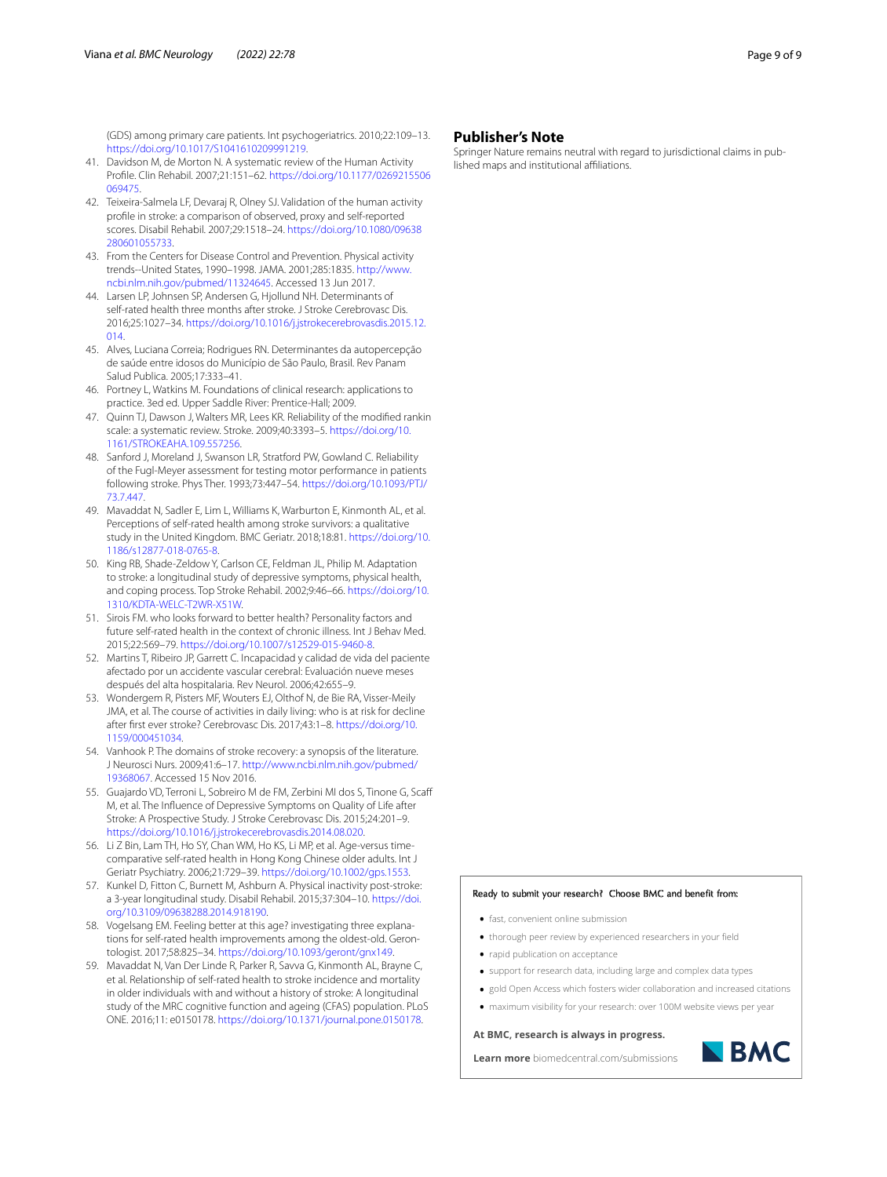(GDS) among primary care patients. Int psychogeriatrics. 2010;22:109–13. https://doi.org/10.1017/S1041610209991219.

41. Davidson M, de Morton N. A systematic review of the Human Activity Profile. Clin Rehabil. 2007;21:151–62. https://doi.org/10.1177/0269215506069475.
42. Teixeira-Salmela LF, Devaraj R, Olney SJ. Validation of the human activity profile in stroke: a comparison of observed, proxy and self-reported scores. Disabil Rehabil. 2007;29:1518–24. https://doi.org/10.1080/09638280601055733.
43. From the Centers for Disease Control and Prevention. Physical activity trends--United States, 1990–1998. JAMA. 2001;285:1835. http://www.ncbi.nlm.nih.gov/pubmed/11324645. Accessed 13 Jun 2017.
44. Larsen LP, Johnsen SP, Andersen G, Hjollund NH. Determinants of self-rated health three months after stroke. J Stroke Cerebrovasc Dis. 2016;25:1027–34. https://doi.org/10.1016/j.jstrokecerebrovasdis.2015.12.014.
45. Alves, Luciana Correia; Rodrigues RN. Determinantes da autopercepção de saúde entre idosos do Município de São Paulo, Brasil. Rev Panam Salud Publica. 2005;17:333–41.
46. Portney L, Watkins M. Foundations of clinical research: applications to practice. 3ed ed. Upper Saddle River: Prentice-Hall; 2009.
47. Quinn TJ, Dawson J, Walters MR, Lees KR. Reliability of the modified rankin scale: a systematic review. Stroke. 2009;40:3393–5. https://doi.org/10.1161/STROKEAHA.109.557256.
48. Sanford J, Moreland J, Swanson LR, Stratford PW, Gowland C. Reliability of the Fugl-Meyer assessment for testing motor performance in patients following stroke. Phys Ther. 1993;73:447–54. https://doi.org/10.1093/PTJ/73.7.447.
49. Mavaddat N, Sadler E, Lim L, Williams K, Warburton E, Kinmonth AL, et al. Perceptions of self-rated health among stroke survivors: a qualitative study in the United Kingdom. BMC Geriatr. 2018;18:81. https://doi.org/10.1186/s12877-018-0765-8.
50. King RB, Shade-Zeldow Y, Carlson CE, Feldman JL, Philip M. Adaptation to stroke: a longitudinal study of depressive symptoms, physical health, and coping process. Top Stroke Rehabil. 2002;9:46–66. https://doi.org/10.1310/KDTA-WELC-T2WR-X51W.
51. Sirois FM. who looks forward to better health? Personality factors and future self-rated health in the context of chronic illness. Int J Behav Med. 2015;22:569–79. https://doi.org/10.1007/s12529-015-9460-8.
52. Martins T, Ribeiro JP, Garrett C. Incapacidad y calidad de vida del paciente afectado por un accidente vascular cerebral: Evaluación nueve meses después del alta hospitalaria. Rev Neurol. 2006;42:655–9.
53. Wondergem R, Pisters MF, Wouters EJ, Olthof N, de Bie RA, Visser-Meily JMA, et al. The course of activities in daily living: who is at risk for decline after first ever stroke? Cerebrovasc Dis. 2017;43:1–8. https://doi.org/10.1159/000451034.
54. Vanhook P. The domains of stroke recovery: a synopsis of the literature. J Neurosci Nurs. 2009;41:6–17. http://www.ncbi.nlm.nih.gov/pubmed/19368067. Accessed 15 Nov 2016.
55. Guajardo VD, Terroni L, Sobreiro M de FM, Zerbini MI dos S, Tinone G, Scaff M, et al. The Influence of Depressive Symptoms on Quality of Life after Stroke: A Prospective Study. J Stroke Cerebrovasc Dis. 2015;24:201–9. https://doi.org/10.1016/j.jstrokecerebrovasdis.2014.08.020.
56. Li Z Bin, Lam TH, Ho SY, Chan WM, Ho KS, Li MP, et al. Age-versus time-comparative self-rated health in Hong Kong Chinese older adults. Int J Geriatr Psychiatry. 2006;21:729–39. https://doi.org/10.1002/gps.1553.
57. Kunkel D, Fitton C, Burnett M, Ashburn A. Physical inactivity post-stroke: a 3-year longitudinal study. Disabil Rehabil. 2015;37:304–10. https://doi.org/10.3109/09638288.2014.918190.
58. Vogelsang EM. Feeling better at this age? investigating three explanations for self-rated health improvements among the oldest-old. Gerontologist. 2017;58:825–34. https://doi.org/10.1093/geront/gnx149.
59. Mavaddat N, Van Der Linde R, Parker R, Savva G, Kinmonth AL, Brayne C, et al. Relationship of self-rated health to stroke incidence and mortality in older individuals with and without a history of stroke: A longitudinal study of the MRC cognitive function and ageing (CFAS) population. PLoS ONE. 2016;11: e0150178. https://doi.org/10.1371/journal.pone.0150178.

## Publisher's Note

Springer Nature remains neutral with regard to jurisdictional claims in published maps and institutional affiliations.

Ready to submit your research? Choose BMC and benefit from:

- fast, convenient online submission
- thorough peer review by experienced researchers in your field
- rapid publication on acceptance
- support for research data, including large and complex data types
- gold Open Access which fosters wider collaboration and increased citations
- maximum visibility for your research: over 100M website views per year

**At BMC, research is always in progress.**

**Learn more** biomedcentral.com/submissions

BMC